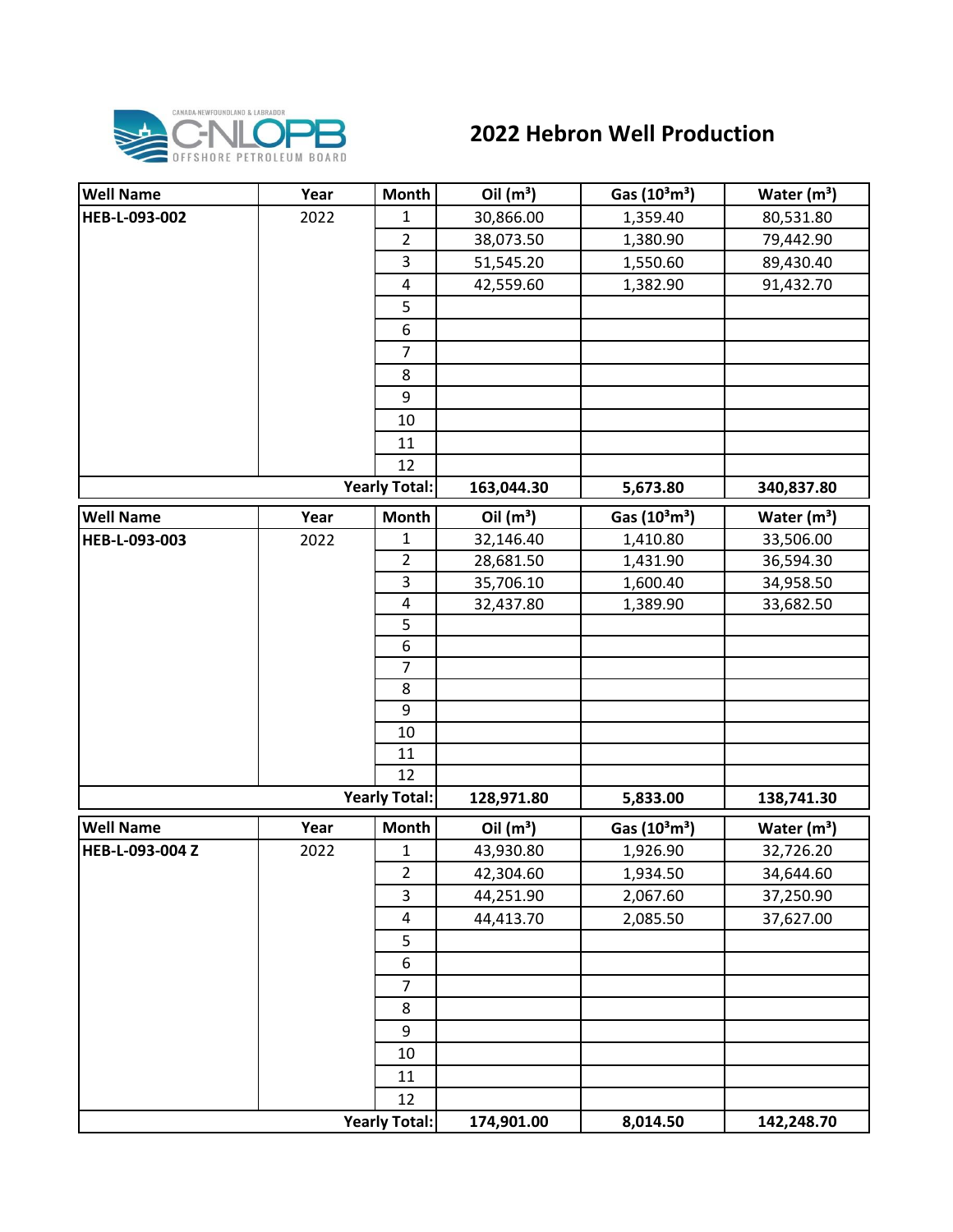# 2022 Hebron Well Production

| Well Name | Year | Month | Oil ($m^3$) | Gas ($10^3m^3$) | Water ($m^3$) |
|---|---|---|---|---|---|
| **HEB-L-093-002** | 2022 | 1 | 30,866.00 | 1,359.40 | 80,531.80 |
| | | 2 | 38,073.50 | 1,380.90 | 79,442.90 |
| | | 3 | 51,545.20 | 1,550.60 | 89,430.40 |
| | | 4 | 42,559.60 | 1,382.90 | 91,432.70 |
| | | 5 | | | |
| | | 6 | | | |
| | | 7 | | | |
| | | 8 | | | |
| | | 9 | | | |
| | | 10 | | | |
| | | 11 | | | |
| | | 12 | | | |
| | | **Yearly Total:** | **163,044.30** | **5,673.80** | **340,837.80** |

| Well Name | Year | Month | Oil ($m^3$) | Gas ($10^3m^3$) | Water ($m^3$) |
|---|---|---|---|---|---|
| **HEB-L-093-003** | 2022 | 1 | 32,146.40 | 1,410.80 | 33,506.00 |
| | | 2 | 28,681.50 | 1,431.90 | 36,594.30 |
| | | 3 | 35,706.10 | 1,600.40 | 34,958.50 |
| | | 4 | 32,437.80 | 1,389.90 | 33,682.50 |
| | | 5 | | | |
| | | 6 | | | |
| | | 7 | | | |
| | | 8 | | | |
| | | 9 | | | |
| | | 10 | | | |
| | | 11 | | | |
| | | 12 | | | |
| | | **Yearly Total:** | **128,971.80** | **5,833.00** | **138,741.30** |

| Well Name | Year | Month | Oil ($m^3$) | Gas ($10^3m^3$) | Water ($m^3$) |
|---|---|---|---|---|---|
| **HEB-L-093-004 Z** | 2022 | 1 | 43,930.80 | 1,926.90 | 32,726.20 |
| | | 2 | 42,304.60 | 1,934.50 | 34,644.60 |
| | | 3 | 44,251.90 | 2,067.60 | 37,250.90 |
| | | 4 | 44,413.70 | 2,085.50 | 37,627.00 |
| | | 5 | | | |
| | | 6 | | | |
| | | 7 | | | |
| | | 8 | | | |
| | | 9 | | | |
| | | 10 | | | |
| | | 11 | | | |
| | | 12 | | | |
| | | **Yearly Total:** | **174,901.00** | **8,014.50** | **142,248.70** |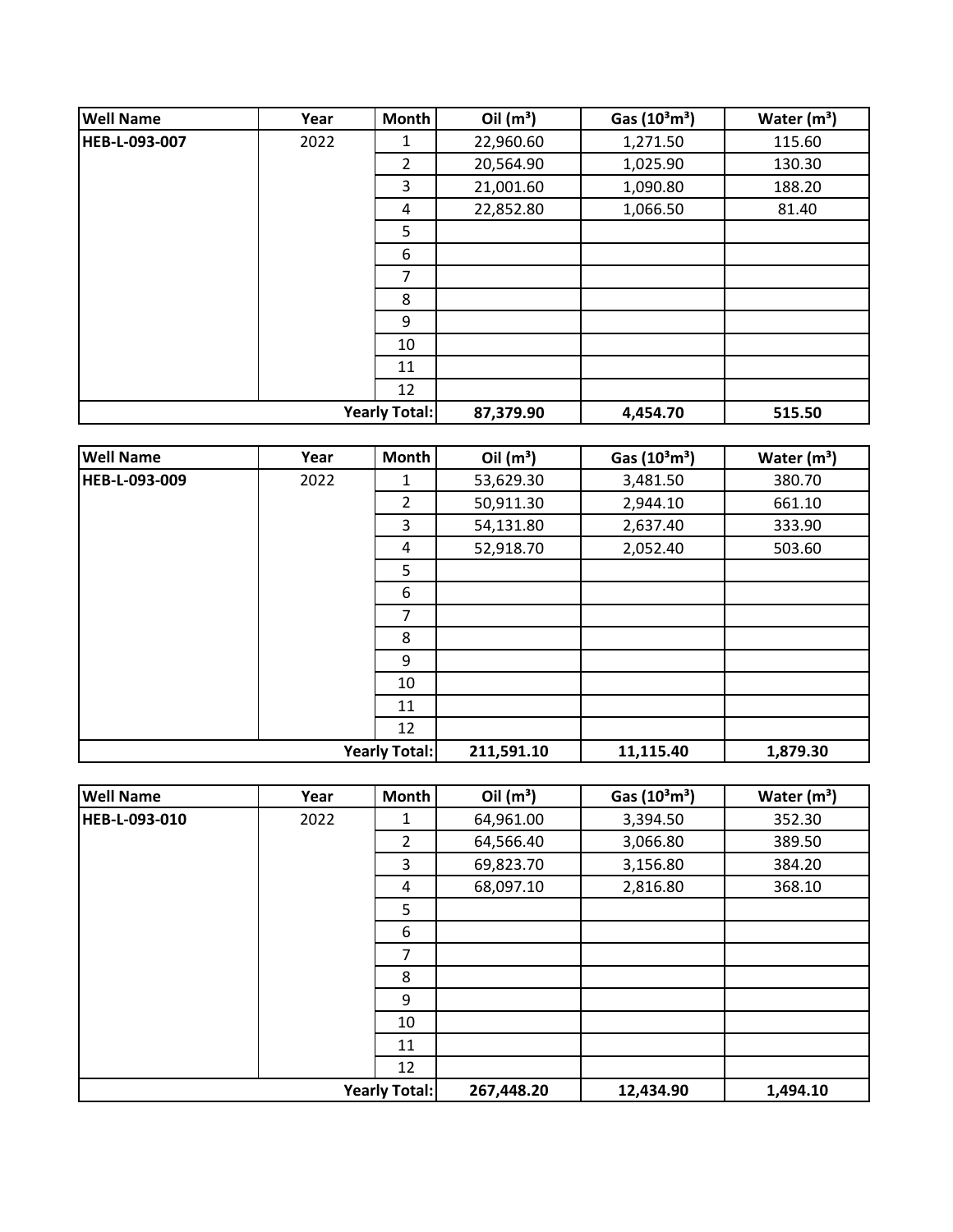| Well Name | Year | Month | Oil ($m^3$) | Gas ($10^3 m^3$) | Water ($m^3$) |
|---|---|---|---|---|---|
| **HEB-L-093-007** | 2022 | 1 | 22,960.60 | 1,271.50 | 115.60 |
| | | 2 | 20,564.90 | 1,025.90 | 130.30 |
| | | 3 | 21,001.60 | 1,090.80 | 188.20 |
| | | 4 | 22,852.80 | 1,066.50 | 81.40 |
| | | 5 | | | |
| | | 6 | | | |
| | | 7 | | | |
| | | 8 | | | |
| | | 9 | | | |
| | | 10 | | | |
| | | 11 | | | |
| | | 12 | | | |
| | | **Yearly Total:** | **87,379.90** | **4,454.70** | **515.50** |

| Well Name | Year | Month | Oil ($m^3$) | Gas ($10^3 m^3$) | Water ($m^3$) |
|---|---|---|---|---|---|
| **HEB-L-093-009** | 2022 | 1 | 53,629.30 | 3,481.50 | 380.70 |
| | | 2 | 50,911.30 | 2,944.10 | 661.10 |
| | | 3 | 54,131.80 | 2,637.40 | 333.90 |
| | | 4 | 52,918.70 | 2,052.40 | 503.60 |
| | | 5 | | | |
| | | 6 | | | |
| | | 7 | | | |
| | | 8 | | | |
| | | 9 | | | |
| | | 10 | | | |
| | | 11 | | | |
| | | 12 | | | |
| | | **Yearly Total:** | **211,591.10** | **11,115.40** | **1,879.30** |

| Well Name | Year | Month | Oil ($m^3$) | Gas ($10^3 m^3$) | Water ($m^3$) |
|---|---|---|---|---|---|
| **HEB-L-093-010** | 2022 | 1 | 64,961.00 | 3,394.50 | 352.30 |
| | | 2 | 64,566.40 | 3,066.80 | 389.50 |
| | | 3 | 69,823.70 | 3,156.80 | 384.20 |
| | | 4 | 68,097.10 | 2,816.80 | 368.10 |
| | | 5 | | | |
| | | 6 | | | |
| | | 7 | | | |
| | | 8 | | | |
| | | 9 | | | |
| | | 10 | | | |
| | | 11 | | | |
| | | 12 | | | |
| | | **Yearly Total:** | **267,448.20** | **12,434.90** | **1,494.10** |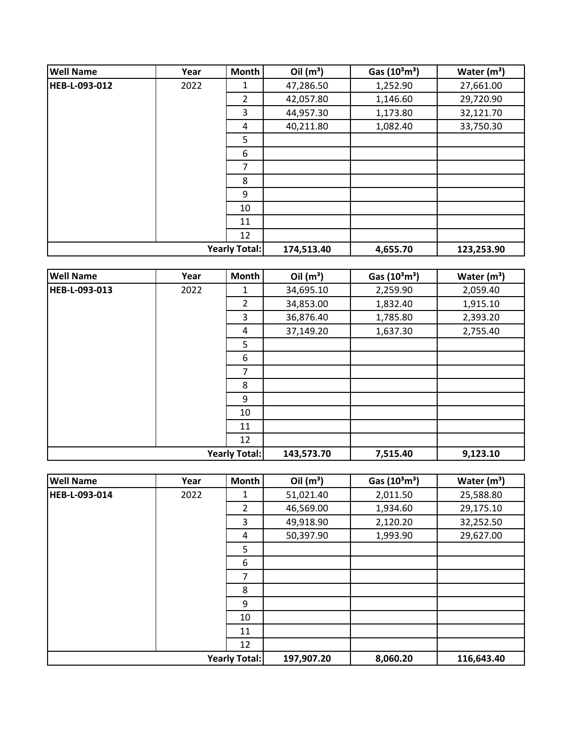| Well Name | Year | Month | Oil ($m^3$) | Gas ($10^3m^3$) | Water ($m^3$) |
|---|---|---|---|---|---|
| HEB-L-093-012 | 2022 | 1 | 47,286.50 | 1,252.90 | 27,661.00 |
| | | 2 | 42,057.80 | 1,146.60 | 29,720.90 |
| | | 3 | 44,957.30 | 1,173.80 | 32,121.70 |
| | | 4 | 40,211.80 | 1,082.40 | 33,750.30 |
| | | 5 | | | |
| | | 6 | | | |
| | | 7 | | | |
| | | 8 | | | |
| | | 9 | | | |
| | | 10 | | | |
| | | 11 | | | |
| | | 12 | | | |
| | | **Yearly Total:** | **174,513.40** | **4,655.70** | **123,253.90** |

| Well Name | Year | Month | Oil ($m^3$) | Gas ($10^3m^3$) | Water ($m^3$) |
|---|---|---|---|---|---|
| HEB-L-093-013 | 2022 | 1 | 34,695.10 | 2,259.90 | 2,059.40 |
| | | 2 | 34,853.00 | 1,832.40 | 1,915.10 |
| | | 3 | 36,876.40 | 1,785.80 | 2,393.20 |
| | | 4 | 37,149.20 | 1,637.30 | 2,755.40 |
| | | 5 | | | |
| | | 6 | | | |
| | | 7 | | | |
| | | 8 | | | |
| | | 9 | | | |
| | | 10 | | | |
| | | 11 | | | |
| | | 12 | | | |
| | | **Yearly Total:** | **143,573.70** | **7,515.40** | **9,123.10** |

| Well Name | Year | Month | Oil ($m^3$) | Gas ($10^3m^3$) | Water ($m^3$) |
|---|---|---|---|---|---|
| HEB-L-093-014 | 2022 | 1 | 51,021.40 | 2,011.50 | 25,588.80 |
| | | 2 | 46,569.00 | 1,934.60 | 29,175.10 |
| | | 3 | 49,918.90 | 2,120.20 | 32,252.50 |
| | | 4 | 50,397.90 | 1,993.90 | 29,627.00 |
| | | 5 | | | |
| | | 6 | | | |
| | | 7 | | | |
| | | 8 | | | |
| | | 9 | | | |
| | | 10 | | | |
| | | 11 | | | |
| | | 12 | | | |
| | | **Yearly Total:** | **197,907.20** | **8,060.20** | **116,643.40** |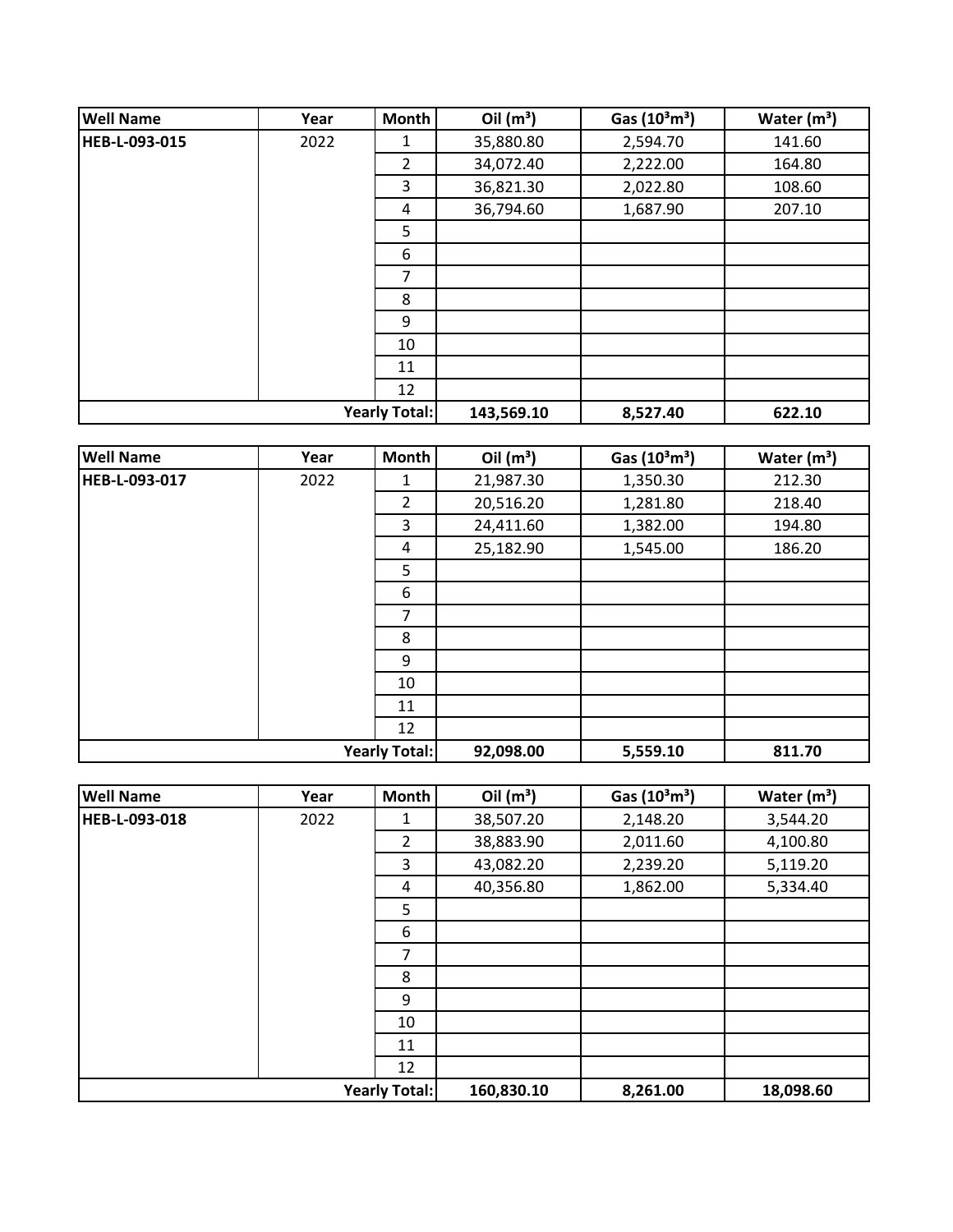| Well Name | Year | Month | Oil ($m^3$) | Gas ($10^3m^3$) | Water ($m^3$) |
|---|---|---|---|---|---|
| **HEB-L-093-015** | 2022 | 1 | 35,880.80 | 2,594.70 | 141.60 |
| | | 2 | 34,072.40 | 2,222.00 | 164.80 |
| | | 3 | 36,821.30 | 2,022.80 | 108.60 |
| | | 4 | 36,794.60 | 1,687.90 | 207.10 |
| | | 5 | | | |
| | | 6 | | | |
| | | 7 | | | |
| | | 8 | | | |
| | | 9 | | | |
| | | 10 | | | |
| | | 11 | | | |
| | | 12 | | | |
| | | **Yearly Total:** | **143,569.10** | **8,527.40** | **622.10** |

| Well Name | Year | Month | Oil ($m^3$) | Gas ($10^3m^3$) | Water ($m^3$) |
|---|---|---|---|---|---|
| **HEB-L-093-017** | 2022 | 1 | 21,987.30 | 1,350.30 | 212.30 |
| | | 2 | 20,516.20 | 1,281.80 | 218.40 |
| | | 3 | 24,411.60 | 1,382.00 | 194.80 |
| | | 4 | 25,182.90 | 1,545.00 | 186.20 |
| | | 5 | | | |
| | | 6 | | | |
| | | 7 | | | |
| | | 8 | | | |
| | | 9 | | | |
| | | 10 | | | |
| | | 11 | | | |
| | | 12 | | | |
| | | **Yearly Total:** | **92,098.00** | **5,559.10** | **811.70** |

| Well Name | Year | Month | Oil ($m^3$) | Gas ($10^3m^3$) | Water ($m^3$) |
|---|---|---|---|---|---|
| **HEB-L-093-018** | 2022 | 1 | 38,507.20 | 2,148.20 | 3,544.20 |
| | | 2 | 38,883.90 | 2,011.60 | 4,100.80 |
| | | 3 | 43,082.20 | 2,239.20 | 5,119.20 |
| | | 4 | 40,356.80 | 1,862.00 | 5,334.40 |
| | | 5 | | | |
| | | 6 | | | |
| | | 7 | | | |
| | | 8 | | | |
| | | 9 | | | |
| | | 10 | | | |
| | | 11 | | | |
| | | 12 | | | |
| | | **Yearly Total:** | **160,830.10** | **8,261.00** | **18,098.60** |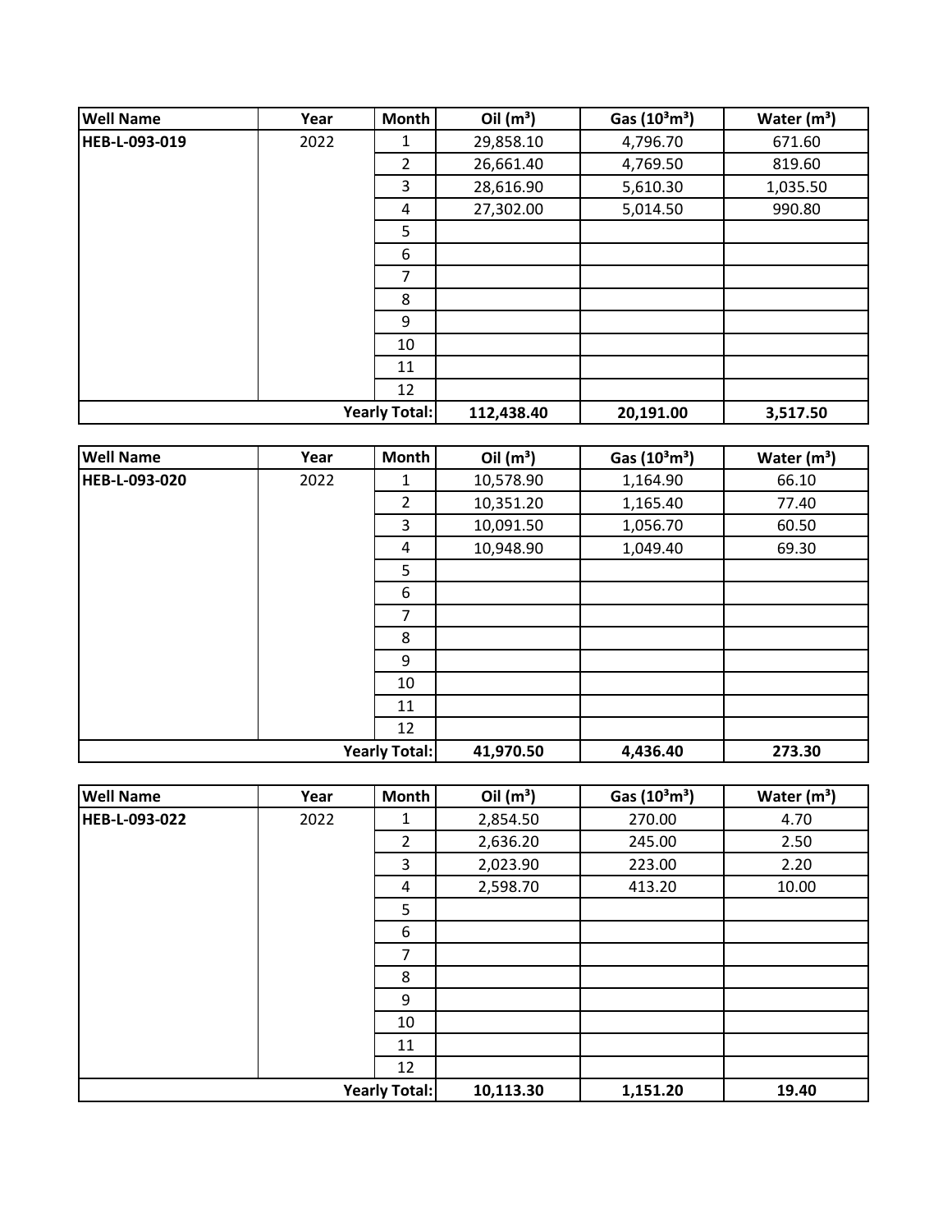| Well Name | Year | Month | Oil ($m^3$) | Gas ($10^3m^3$) | Water ($m^3$) |
|---|---|---|---|---|---|
| **HEB-L-093-019** | 2022 | 1 | 29,858.10 | 4,796.70 | 671.60 |
| | | 2 | 26,661.40 | 4,769.50 | 819.60 |
| | | 3 | 28,616.90 | 5,610.30 | 1,035.50 |
| | | 4 | 27,302.00 | 5,014.50 | 990.80 |
| | | 5 | | | |
| | | 6 | | | |
| | | 7 | | | |
| | | 8 | | | |
| | | 9 | | | |
| | | 10 | | | |
| | | 11 | | | |
| | | 12 | | | |
| | | **Yearly Total:** | **112,438.40** | **20,191.00** | **3,517.50** |

| Well Name | Year | Month | Oil ($m^3$) | Gas ($10^3m^3$) | Water ($m^3$) |
|---|---|---|---|---|---|
| **HEB-L-093-020** | 2022 | 1 | 10,578.90 | 1,164.90 | 66.10 |
| | | 2 | 10,351.20 | 1,165.40 | 77.40 |
| | | 3 | 10,091.50 | 1,056.70 | 60.50 |
| | | 4 | 10,948.90 | 1,049.40 | 69.30 |
| | | 5 | | | |
| | | 6 | | | |
| | | 7 | | | |
| | | 8 | | | |
| | | 9 | | | |
| | | 10 | | | |
| | | 11 | | | |
| | | 12 | | | |
| | | **Yearly Total:** | **41,970.50** | **4,436.40** | **273.30** |

| Well Name | Year | Month | Oil ($m^3$) | Gas ($10^3m^3$) | Water ($m^3$) |
|---|---|---|---|---|---|
| **HEB-L-093-022** | 2022 | 1 | 2,854.50 | 270.00 | 4.70 |
| | | 2 | 2,636.20 | 245.00 | 2.50 |
| | | 3 | 2,023.90 | 223.00 | 2.20 |
| | | 4 | 2,598.70 | 413.20 | 10.00 |
| | | 5 | | | |
| | | 6 | | | |
| | | 7 | | | |
| | | 8 | | | |
| | | 9 | | | |
| | | 10 | | | |
| | | 11 | | | |
| | | 12 | | | |
| | | **Yearly Total:** | **10,113.30** | **1,151.20** | **19.40** |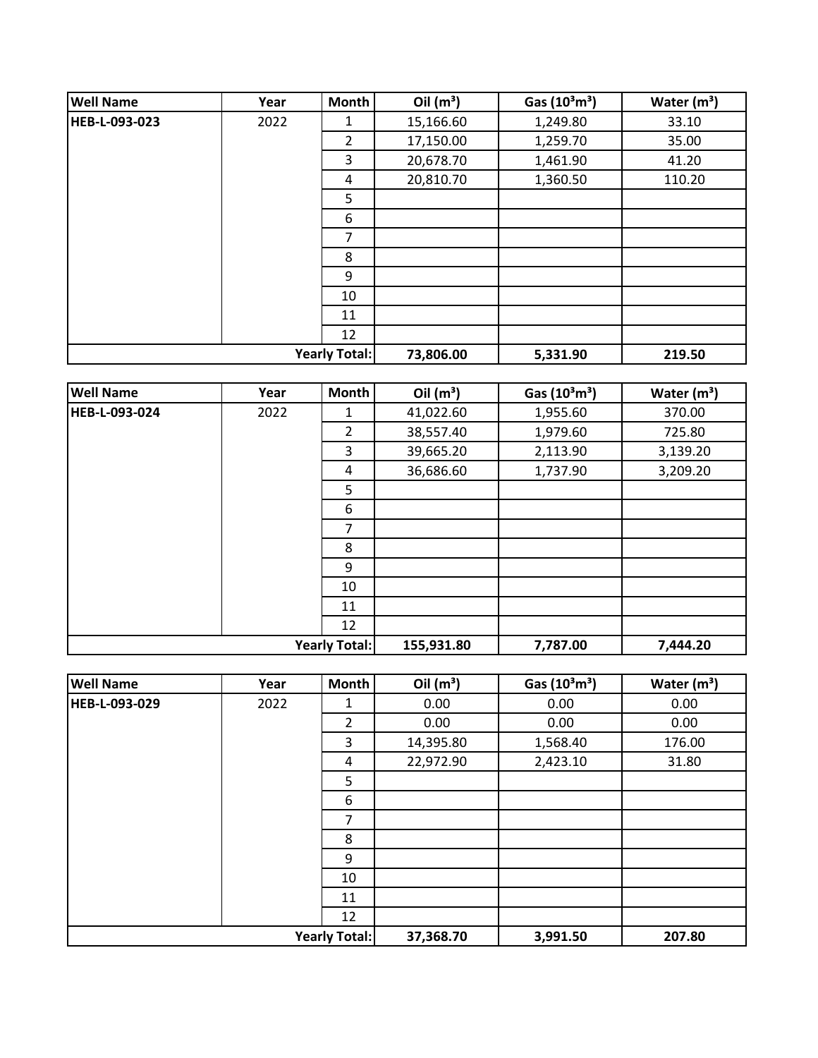| Well Name | Year | Month | Oil ($m^3$) | Gas ($10^3m^3$) | Water ($m^3$) |
|---|---|---|---|---|---|
| HEB-L-093-023 | 2022 | 1 | 15,166.60 | 1,249.80 | 33.10 |
| | | 2 | 17,150.00 | 1,259.70 | 35.00 |
| | | 3 | 20,678.70 | 1,461.90 | 41.20 |
| | | 4 | 20,810.70 | 1,360.50 | 110.20 |
| | | 5 | | | |
| | | 6 | | | |
| | | 7 | | | |
| | | 8 | | | |
| | | 9 | | | |
| | | 10 | | | |
| | | 11 | | | |
| | | 12 | | | |
| | | **Yearly Total:** | **73,806.00** | **5,331.90** | **219.50** |

| Well Name | Year | Month | Oil ($m^3$) | Gas ($10^3m^3$) | Water ($m^3$) |
|---|---|---|---|---|---|
| HEB-L-093-024 | 2022 | 1 | 41,022.60 | 1,955.60 | 370.00 |
| | | 2 | 38,557.40 | 1,979.60 | 725.80 |
| | | 3 | 39,665.20 | 2,113.90 | 3,139.20 |
| | | 4 | 36,686.60 | 1,737.90 | 3,209.20 |
| | | 5 | | | |
| | | 6 | | | |
| | | 7 | | | |
| | | 8 | | | |
| | | 9 | | | |
| | | 10 | | | |
| | | 11 | | | |
| | | 12 | | | |
| | | **Yearly Total:** | **155,931.80** | **7,787.00** | **7,444.20** |

| Well Name | Year | Month | Oil ($m^3$) | Gas ($10^3m^3$) | Water ($m^3$) |
|---|---|---|---|---|---|
| HEB-L-093-029 | 2022 | 1 | 0.00 | 0.00 | 0.00 |
| | | 2 | 0.00 | 0.00 | 0.00 |
| | | 3 | 14,395.80 | 1,568.40 | 176.00 |
| | | 4 | 22,972.90 | 2,423.10 | 31.80 |
| | | 5 | | | |
| | | 6 | | | |
| | | 7 | | | |
| | | 8 | | | |
| | | 9 | | | |
| | | 10 | | | |
| | | 11 | | | |
| | | 12 | | | |
| | | **Yearly Total:** | **37,368.70** | **3,991.50** | **207.80** |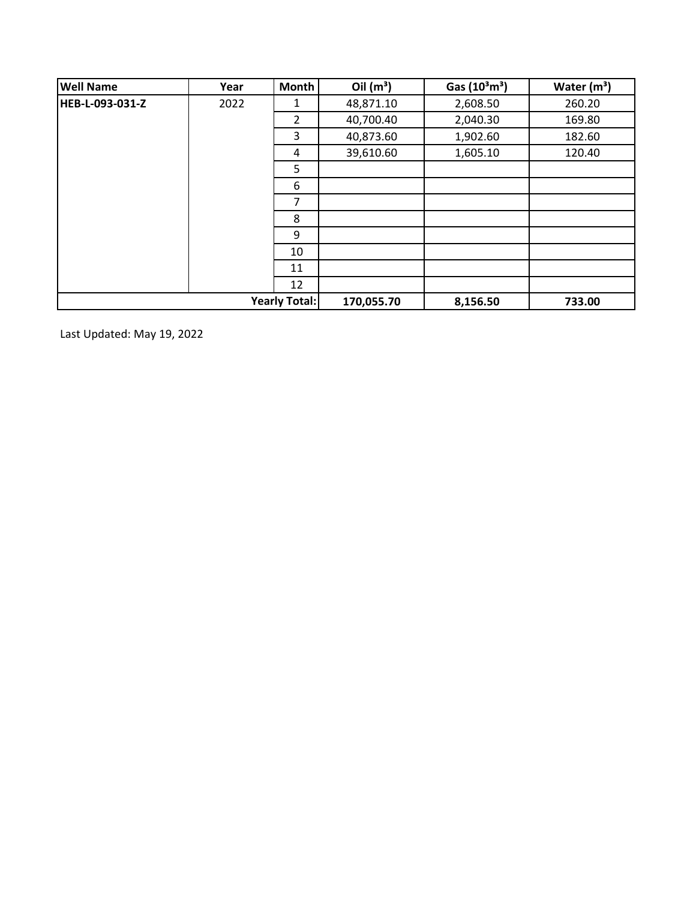| Well Name | Year | Month | Oil ($m^3$) | Gas ($10^3 m^3$) | Water ($m^3$) |
|---|---|---|---|---|---|
| **HEB-L-093-031-Z** | 2022 | 1 | 48,871.10 | 2,608.50 | 260.20 |
| | | 2 | 40,700.40 | 2,040.30 | 169.80 |
| | | 3 | 40,873.60 | 1,902.60 | 182.60 |
| | | 4 | 39,610.60 | 1,605.10 | 120.40 |
| | | 5 | | | |
| | | 6 | | | |
| | | 7 | | | |
| | | 8 | | | |
| | | 9 | | | |
| | | 10 | | | |
| | | 11 | | | |
| | | 12 | | | |
| | | **Yearly Total:** | **170,055.70** | **8,156.50** | **733.00** |

Last Updated: May 19, 2022